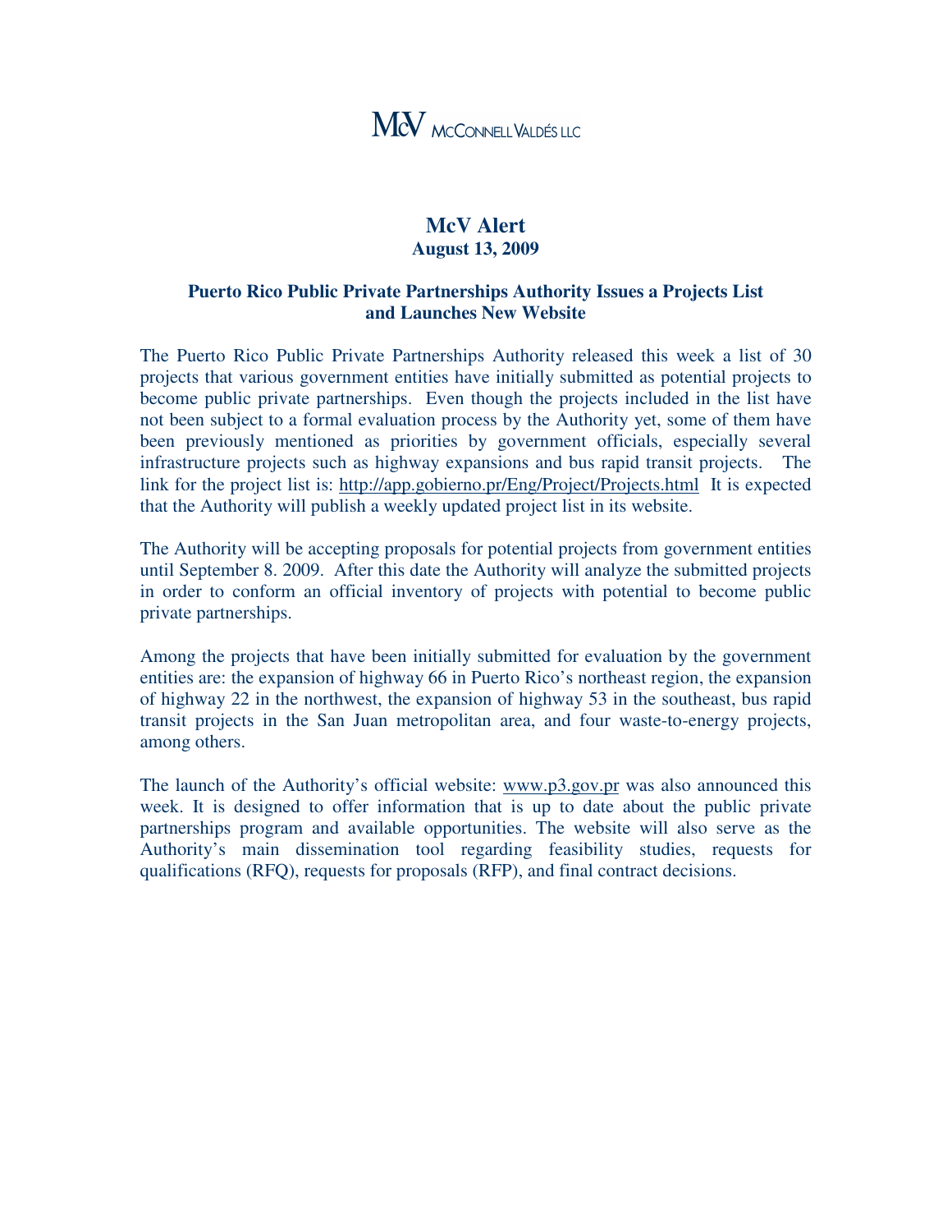McV McCONNELL VALDÉS LLC

# McV Alert

**August 13, 2009**

## Puerto Rico Public Private Partnerships Authority Issues a Projects List and Launches New Website

The Puerto Rico Public Private Partnerships Authority released this week a list of 30 projects that various government entities have initially submitted as potential projects to become public private partnerships. Even though the projects included in the list have not been subject to a formal evaluation process by the Authority yet, some of them have been previously mentioned as priorities by government officials, especially several infrastructure projects such as highway expansions and bus rapid transit projects. The link for the project list is: http://app.gobierno.pr/Eng/Project/Projects.html It is expected that the Authority will publish a weekly updated project list in its website.

The Authority will be accepting proposals for potential projects from government entities until September 8. 2009. After this date the Authority will analyze the submitted projects in order to conform an official inventory of projects with potential to become public private partnerships.

Among the projects that have been initially submitted for evaluation by the government entities are: the expansion of highway 66 in Puerto Rico's northeast region, the expansion of highway 22 in the northwest, the expansion of highway 53 in the southeast, bus rapid transit projects in the San Juan metropolitan area, and four waste-to-energy projects, among others.

The launch of the Authority's official website: www.p3.gov.pr was also announced this week. It is designed to offer information that is up to date about the public private partnerships program and available opportunities. The website will also serve as the Authority's main dissemination tool regarding feasibility studies, requests for qualifications (RFQ), requests for proposals (RFP), and final contract decisions.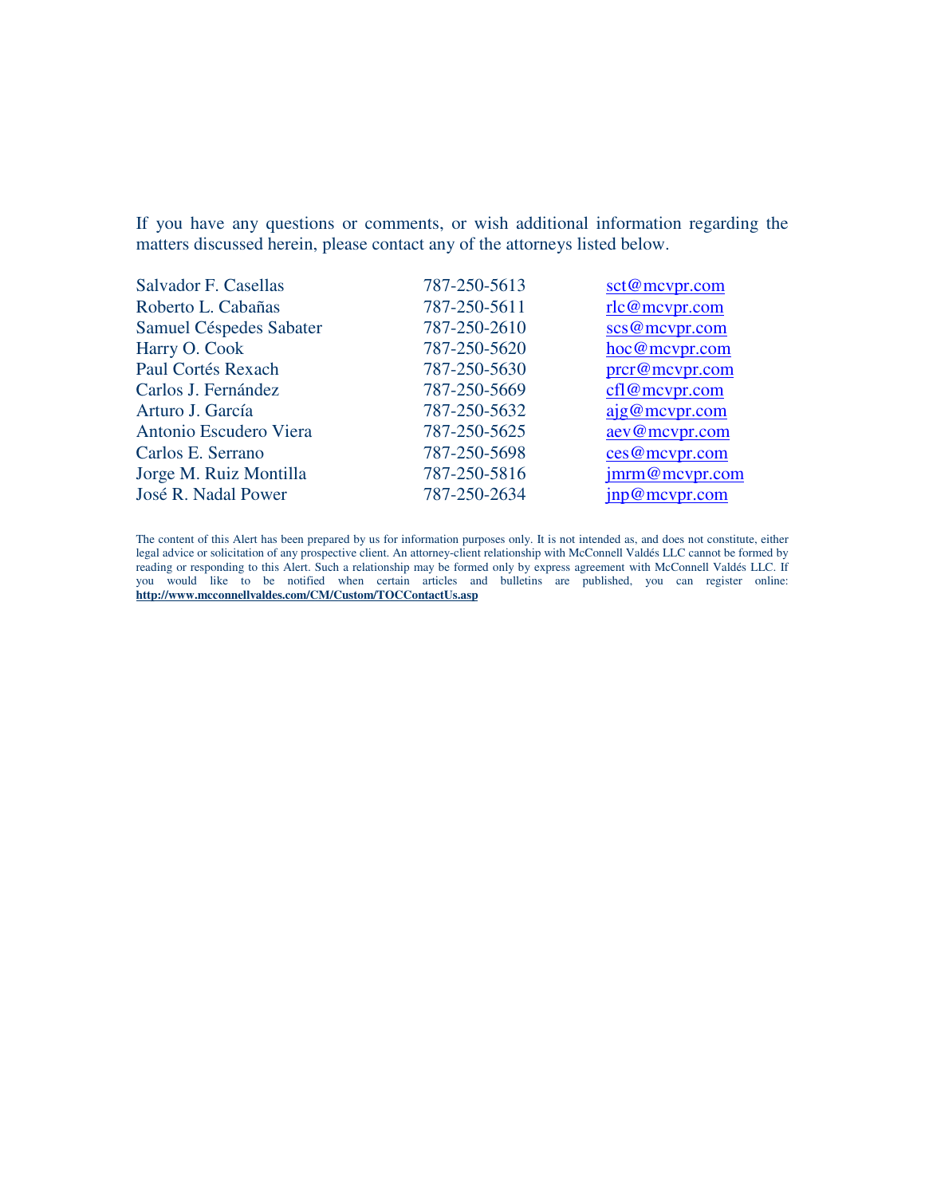If you have any questions or comments, or wish additional information regarding the matters discussed herein, please contact any of the attorneys listed below.

| | | |
|---|---|---|
| Salvador F. Casellas | 787-250-5613 | sct@mcvpr.com |
| Roberto L. Cabañas | 787-250-5611 | rlc@mcvpr.com |
| Samuel Céspedes Sabater | 787-250-2610 | scs@mcvpr.com |
| Harry O. Cook | 787-250-5620 | hoc@mcvpr.com |
| Paul Cortés Rexach | 787-250-5630 | prcr@mcvpr.com |
| Carlos J. Fernández | 787-250-5669 | cfl@mcvpr.com |
| Arturo J. García | 787-250-5632 | ajg@mcvpr.com |
| Antonio Escudero Viera | 787-250-5625 | aev@mcvpr.com |
| Carlos E. Serrano | 787-250-5698 | ces@mcvpr.com |
| Jorge M. Ruiz Montilla | 787-250-5816 | jmrm@mcvpr.com |
| José R. Nadal Power | 787-250-2634 | jnp@mcvpr.com |

The content of this Alert has been prepared by us for information purposes only. It is not intended as, and does not constitute, either legal advice or solicitation of any prospective client. An attorney-client relationship with McConnell Valdés LLC cannot be formed by reading or responding to this Alert. Such a relationship may be formed only by express agreement with McConnell Valdés LLC. If you would like to be notified when certain articles and bulletins are published, you can register online: **http://www.mcconnellvaldes.com/CM/Custom/TOCContactUs.asp**